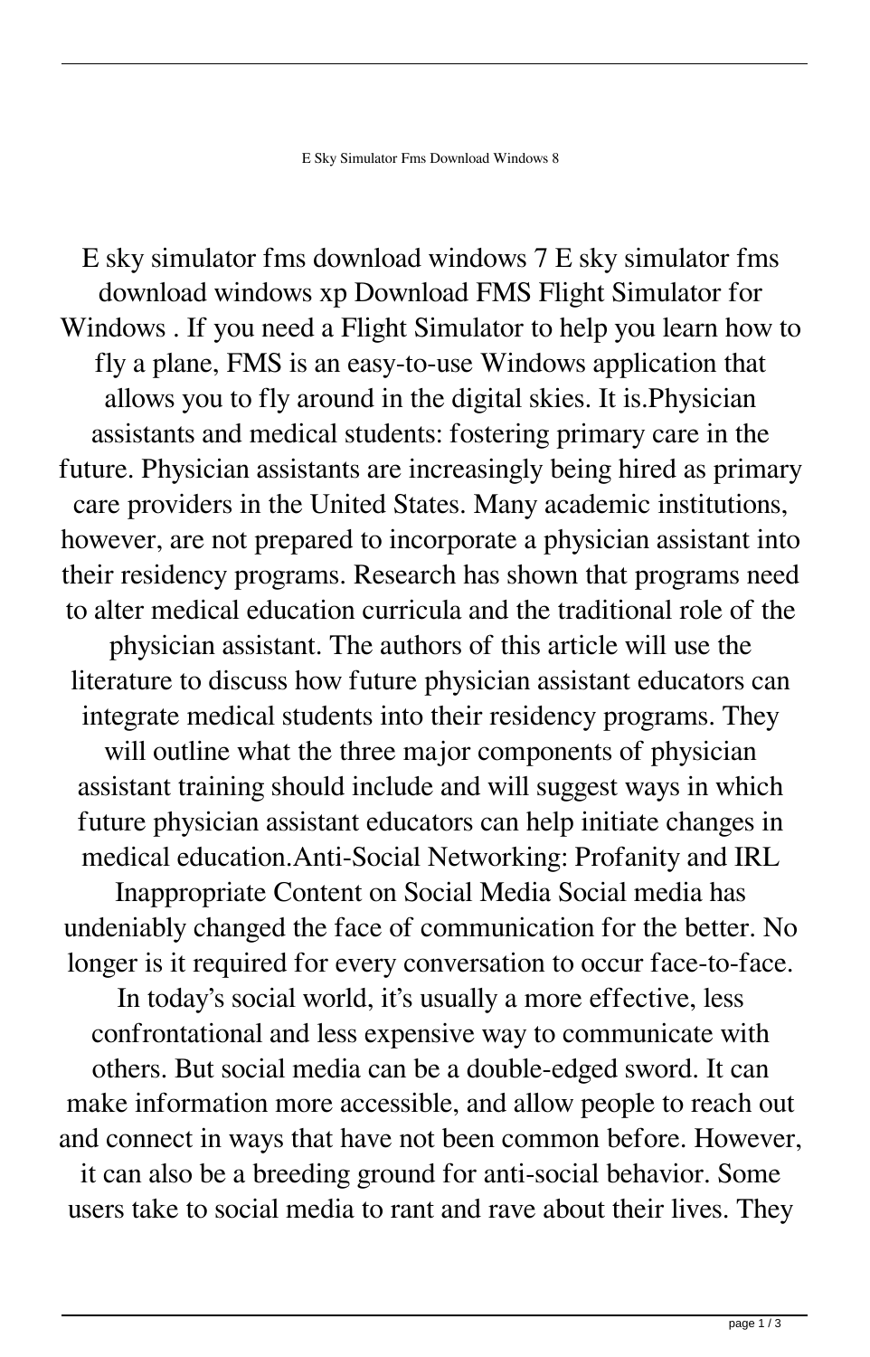E Sky Simulator Fms Download Windows 8

E sky simulator fms download windows 7 E sky simulator fms download windows xp Download FMS Flight Simulator for Windows . If you need a Flight Simulator to help you learn how to fly a plane, FMS is an easy-to-use Windows application that allows you to fly around in the digital skies. It is.Physician assistants and medical students: fostering primary care in the future. Physician assistants are increasingly being hired as primary care providers in the United States. Many academic institutions, however, are not prepared to incorporate a physician assistant into their residency programs. Research has shown that programs need to alter medical education curricula and the traditional role of the physician assistant. The authors of this article will use the literature to discuss how future physician assistant educators can integrate medical students into their residency programs. They will outline what the three major components of physician assistant training should include and will suggest ways in which future physician assistant educators can help initiate changes in medical education.Anti-Social Networking: Profanity and IRL Inappropriate Content on Social Media Social media has undeniably changed the face of communication for the better. No longer is it required for every conversation to occur face-to-face. In today's social world, it's usually a more effective, less confrontational and less expensive way to communicate with others. But social media can be a double-edged sword. It can make information more accessible, and allow people to reach out and connect in ways that have not been common before. However, it can also be a breeding ground for anti-social behavior. Some users take to social media to rant and rave about their lives. They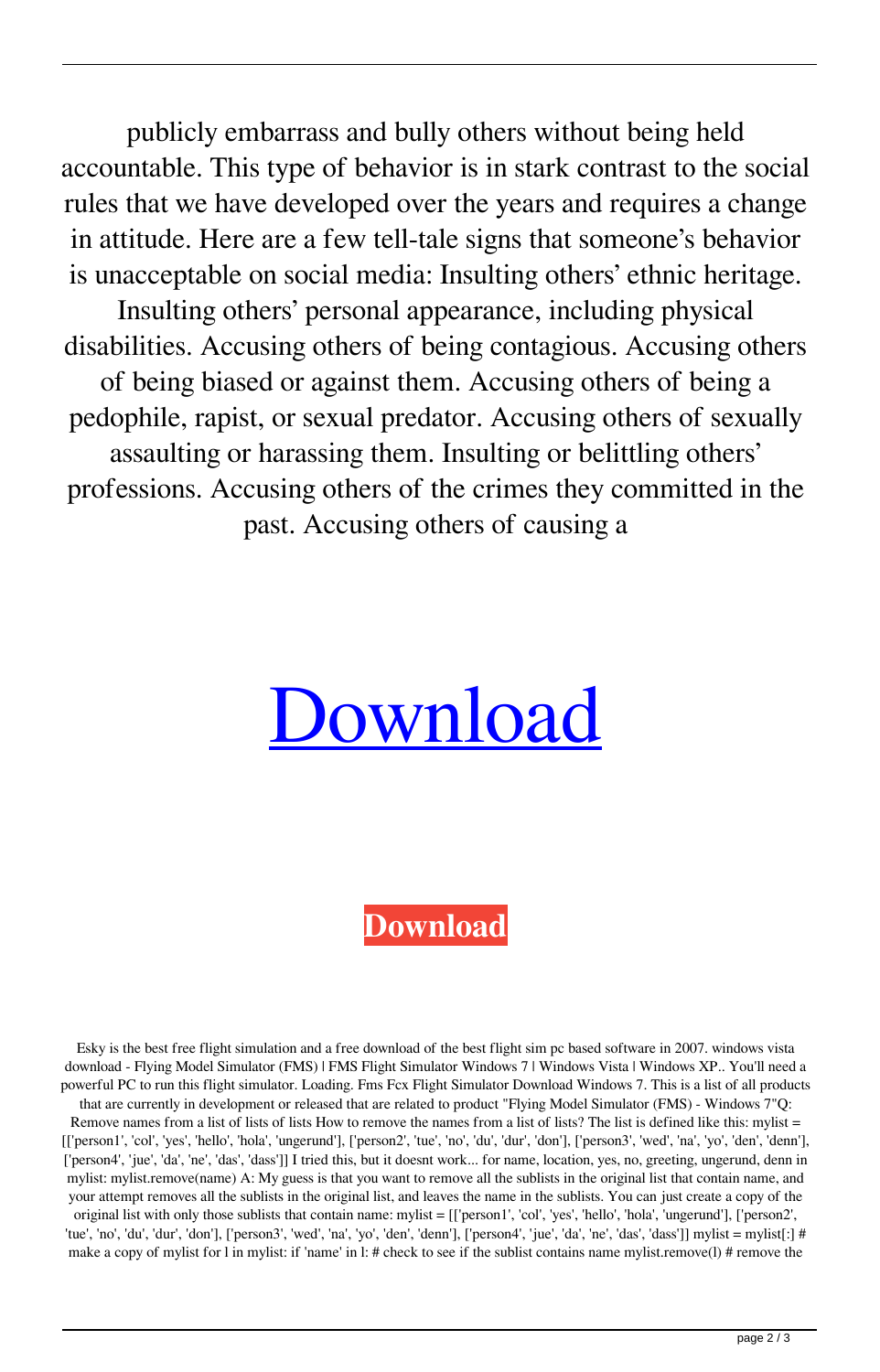publicly embarrass and bully others without being held accountable. This type of behavior is in stark contrast to the social rules that we have developed over the years and requires a change in attitude. Here are a few tell-tale signs that someone's behavior is unacceptable on social media: Insulting others' ethnic heritage. Insulting others' personal appearance, including physical disabilities. Accusing others of being contagious. Accusing others of being biased or against them. Accusing others of being a pedophile, rapist, or sexual predator. Accusing others of sexually assaulting or harassing them. Insulting or belittling others' professions. Accusing others of the crimes they committed in the past. Accusing others of causing a

Download

Download

Esky is the best free flight simulation and a free download of the best flight sim pc based software in 2007. windows vista download - Flying Model Simulator (FMS) | FMS Flight Simulator Windows 7 | Windows Vista | Windows XP.. You'll need a powerful PC to run this flight simulator. Loading. Fms Fcx Flight Simulator Download Windows 7. This is a list of all products that are currently in development or released that are related to product "Flying Model Simulator (FMS) - Windows 7"Q: Remove names from a list of lists of lists How to remove the names from a list of lists? The list is defined like this: mylist = [['person1', 'col', 'yes', 'hello', 'hola', 'ungerund'], ['person2', 'tue', 'no', 'du', 'dur', 'don'], ['person3', 'wed', 'na', 'yo', 'den', 'denn'], ['person4', 'jue', 'da', 'ne', 'das', 'dass']] I tried this, but it doesnt work... for name, location, yes, no, greeting, ungerund, denn in mylist: mylist.remove(name) A: My guess is that you want to remove all the sublists in the original list that contain name, and your attempt removes all the sublists in the original list, and leaves the name in the sublists. You can just create a copy of the original list with only those sublists that contain name: mylist = [['person1', 'col', 'yes', 'hello', 'hola', 'ungerund'], ['person2', 'tue', 'no', 'du', 'dur', 'don'], ['person3', 'wed', 'na', 'yo', 'den', 'denn'], ['person4', 'jue', 'da', 'ne', 'das', 'dass']] mylist = mylist[:] # make a copy of mylist for l in mylist: if 'name' in l: # check to see if the sublist contains name mylist.remove(l) # remove the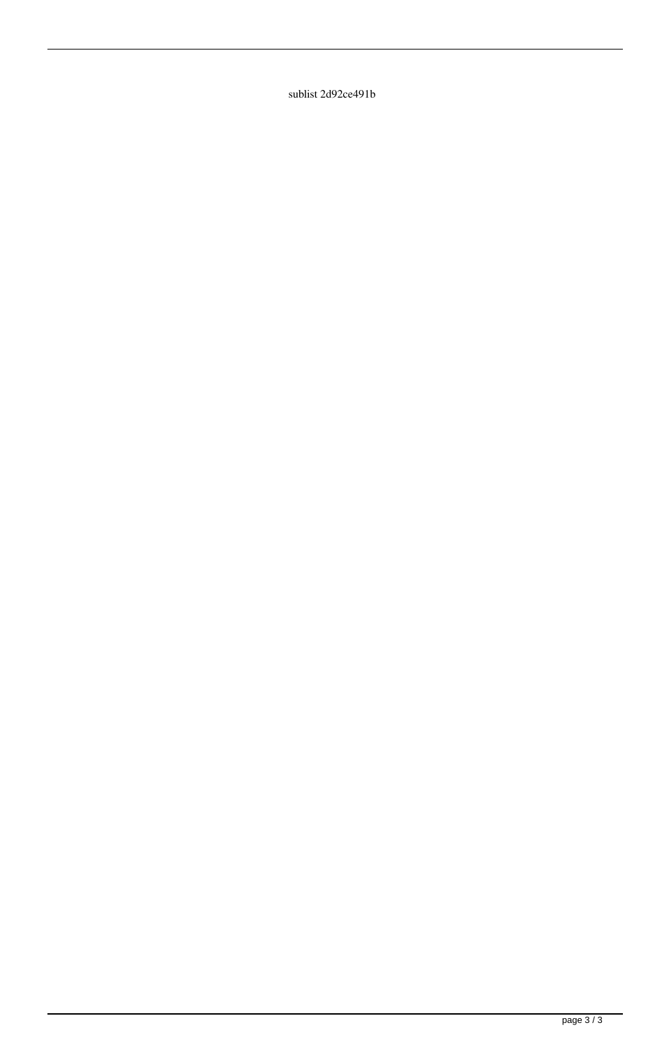sublist 2d92ce491b